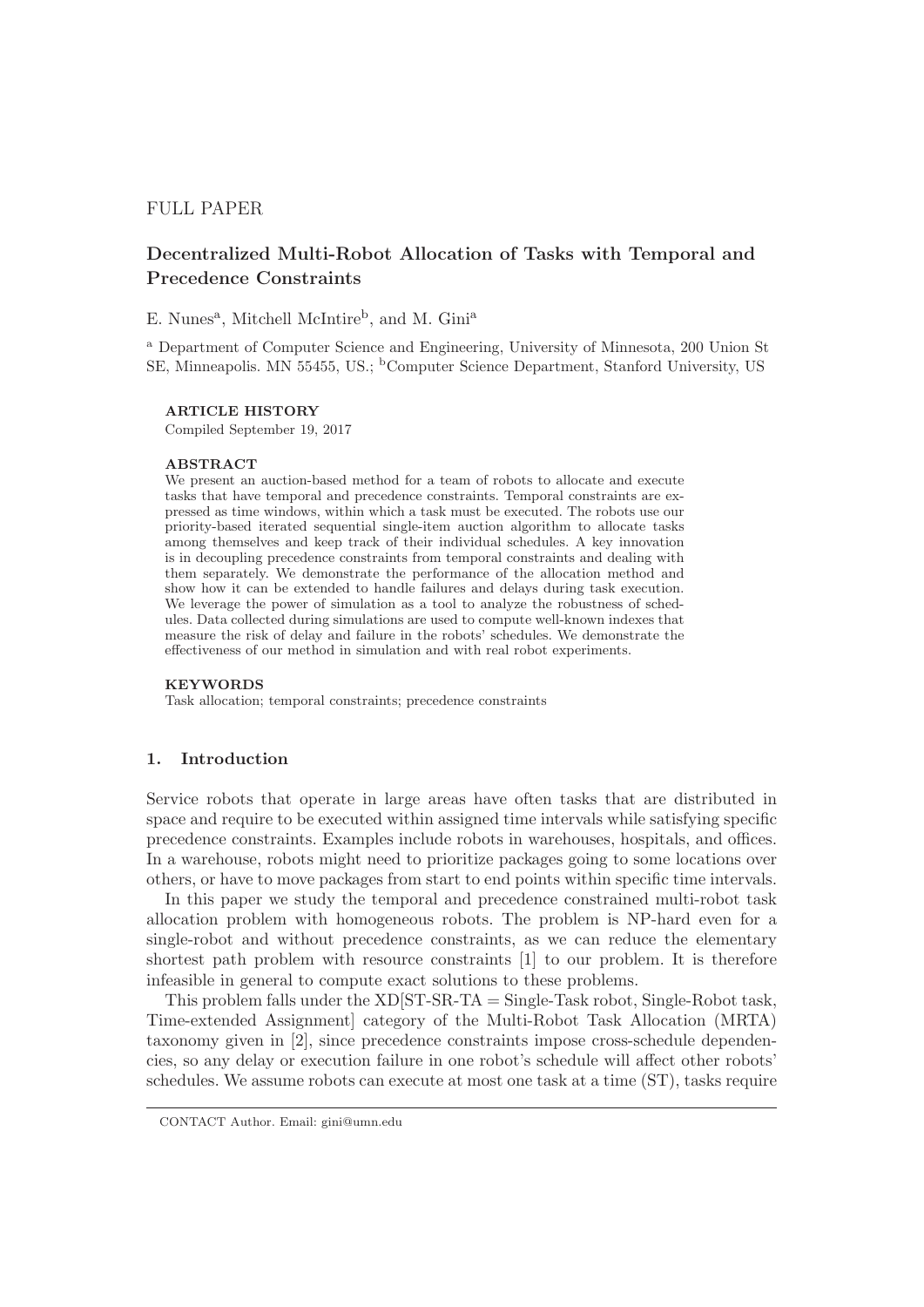FULL PAPER

# Decentralized Multi-Robot Allocation of Tasks with Temporal and Precedence Constraints

E. Nunes[a], Mitchell McIntire[b], and M. Gini[a]

[a] Department of Computer Science and Engineering, University of Minnesota, 200 Union St SE, Minneapolis. MN 55455, US.; [b]Computer Science Department, Stanford University, US

**ARTICLE HISTORY**

Compiled September 19, 2017

**ABSTRACT**

We present an auction-based method for a team of robots to allocate and execute tasks that have temporal and precedence constraints. Temporal constraints are expressed as time windows, within which a task must be executed. The robots use our priority-based iterated sequential single-item auction algorithm to allocate tasks among themselves and keep track of their individual schedules. A key innovation is in decoupling precedence constraints from temporal constraints and dealing with them separately. We demonstrate the performance of the allocation method and show how it can be extended to handle failures and delays during task execution. We leverage the power of simulation as a tool to analyze the robustness of schedules. Data collected during simulations are used to compute well-known indexes that measure the risk of delay and failure in the robots' schedules. We demonstrate the effectiveness of our method in simulation and with real robot experiments.

**KEYWORDS**

Task allocation; temporal constraints; precedence constraints

## 1. Introduction

Service robots that operate in large areas have often tasks that are distributed in space and require to be executed within assigned time intervals while satisfying specific precedence constraints. Examples include robots in warehouses, hospitals, and offices. In a warehouse, robots might need to prioritize packages going to some locations over others, or have to move packages from start to end points within specific time intervals.

In this paper we study the temporal and precedence constrained multi-robot task allocation problem with homogeneous robots. The problem is NP-hard even for a single-robot and without precedence constraints, as we can reduce the elementary shortest path problem with resource constraints [1] to our problem. It is therefore infeasible in general to compute exact solutions to these problems.

This problem falls under the XD[ST-SR-TA = Single-Task robot, Single-Robot task, Time-extended Assignment] category of the Multi-Robot Task Allocation (MRTA) taxonomy given in [2], since precedence constraints impose cross-schedule dependencies, so any delay or execution failure in one robot's schedule will affect other robots' schedules. We assume robots can execute at most one task at a time (ST), tasks require

CONTACT Author. Email: gini@umn.edu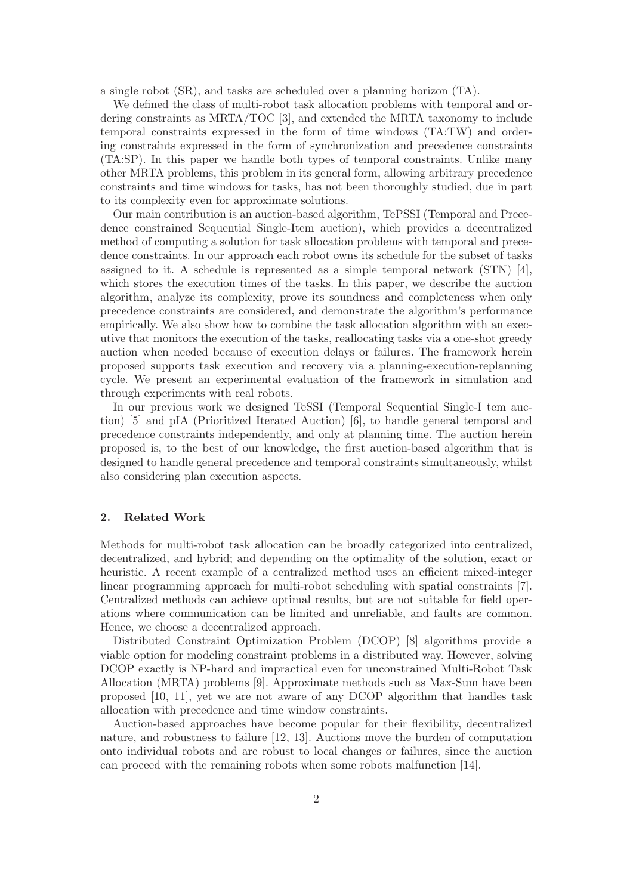a single robot (SR), and tasks are scheduled over a planning horizon (TA).

We defined the class of multi-robot task allocation problems with temporal and ordering constraints as MRTA/TOC [3], and extended the MRTA taxonomy to include temporal constraints expressed in the form of time windows (TA:TW) and ordering constraints expressed in the form of synchronization and precedence constraints (TA:SP). In this paper we handle both types of temporal constraints. Unlike many other MRTA problems, this problem in its general form, allowing arbitrary precedence constraints and time windows for tasks, has not been thoroughly studied, due in part to its complexity even for approximate solutions.

Our main contribution is an auction-based algorithm, TePSSI (Temporal and Precedence constrained Sequential Single-Item auction), which provides a decentralized method of computing a solution for task allocation problems with temporal and precedence constraints. In our approach each robot owns its schedule for the subset of tasks assigned to it. A schedule is represented as a simple temporal network (STN) [4], which stores the execution times of the tasks. In this paper, we describe the auction algorithm, analyze its complexity, prove its soundness and completeness when only precedence constraints are considered, and demonstrate the algorithm's performance empirically. We also show how to combine the task allocation algorithm with an executive that monitors the execution of the tasks, reallocating tasks via a one-shot greedy auction when needed because of execution delays or failures. The framework herein proposed supports task execution and recovery via a planning-execution-replanning cycle. We present an experimental evaluation of the framework in simulation and through experiments with real robots.

In our previous work we designed TeSSI (Temporal Sequential Single-I tem auction) [5] and pIA (Prioritized Iterated Auction) [6], to handle general temporal and precedence constraints independently, and only at planning time. The auction herein proposed is, to the best of our knowledge, the first auction-based algorithm that is designed to handle general precedence and temporal constraints simultaneously, whilst also considering plan execution aspects.

## 2. Related Work

Methods for multi-robot task allocation can be broadly categorized into centralized, decentralized, and hybrid; and depending on the optimality of the solution, exact or heuristic. A recent example of a centralized method uses an efficient mixed-integer linear programming approach for multi-robot scheduling with spatial constraints [7]. Centralized methods can achieve optimal results, but are not suitable for field operations where communication can be limited and unreliable, and faults are common. Hence, we choose a decentralized approach.

Distributed Constraint Optimization Problem (DCOP) [8] algorithms provide a viable option for modeling constraint problems in a distributed way. However, solving DCOP exactly is NP-hard and impractical even for unconstrained Multi-Robot Task Allocation (MRTA) problems [9]. Approximate methods such as Max-Sum have been proposed [10, 11], yet we are not aware of any DCOP algorithm that handles task allocation with precedence and time window constraints.

Auction-based approaches have become popular for their flexibility, decentralized nature, and robustness to failure [12, 13]. Auctions move the burden of computation onto individual robots and are robust to local changes or failures, since the auction can proceed with the remaining robots when some robots malfunction [14].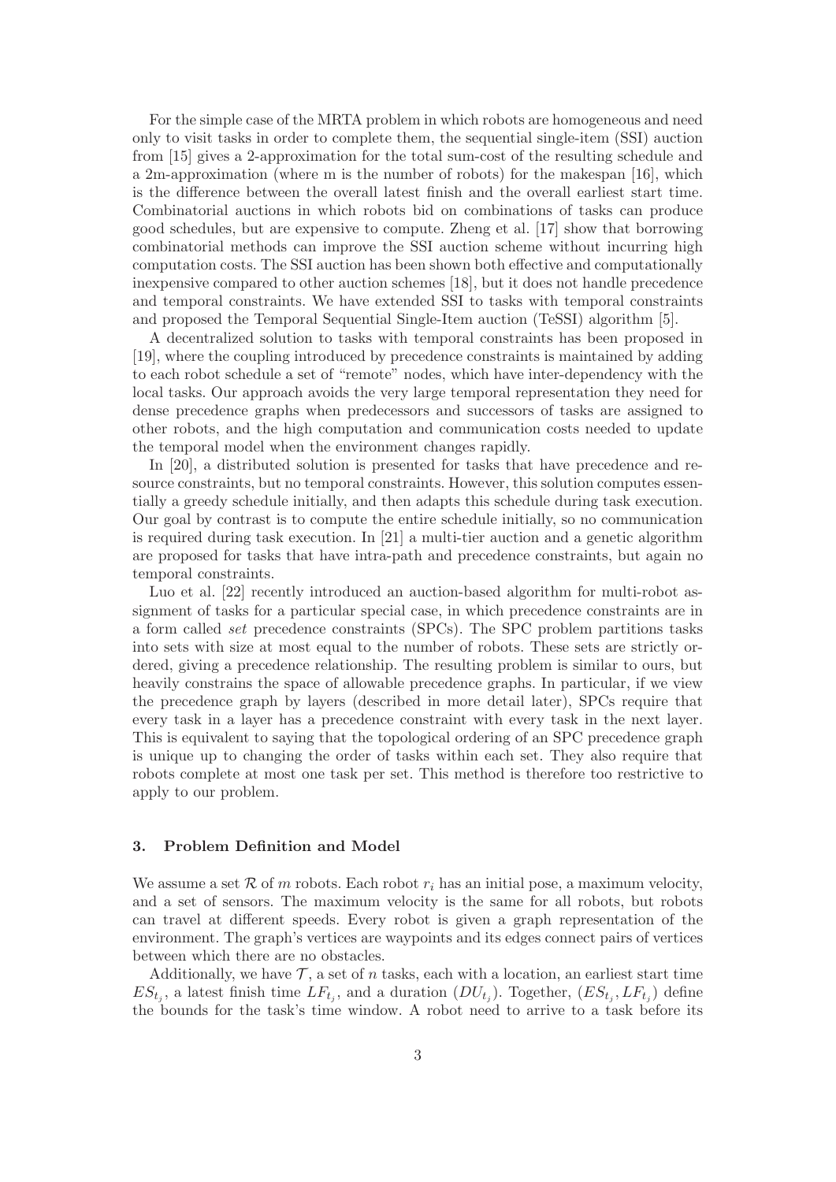For the simple case of the MRTA problem in which robots are homogeneous and need only to visit tasks in order to complete them, the sequential single-item (SSI) auction from [15] gives a 2-approximation for the total sum-cost of the resulting schedule and a 2m-approximation (where m is the number of robots) for the makespan [16], which is the difference between the overall latest finish and the overall earliest start time. Combinatorial auctions in which robots bid on combinations of tasks can produce good schedules, but are expensive to compute. Zheng et al. [17] show that borrowing combinatorial methods can improve the SSI auction scheme without incurring high computation costs. The SSI auction has been shown both effective and computationally inexpensive compared to other auction schemes [18], but it does not handle precedence and temporal constraints. We have extended SSI to tasks with temporal constraints and proposed the Temporal Sequential Single-Item auction (TeSSI) algorithm [5].

A decentralized solution to tasks with temporal constraints has been proposed in [19], where the coupling introduced by precedence constraints is maintained by adding to each robot schedule a set of "remote" nodes, which have inter-dependency with the local tasks. Our approach avoids the very large temporal representation they need for dense precedence graphs when predecessors and successors of tasks are assigned to other robots, and the high computation and communication costs needed to update the temporal model when the environment changes rapidly.

In [20], a distributed solution is presented for tasks that have precedence and resource constraints, but no temporal constraints. However, this solution computes essentially a greedy schedule initially, and then adapts this schedule during task execution. Our goal by contrast is to compute the entire schedule initially, so no communication is required during task execution. In [21] a multi-tier auction and a genetic algorithm are proposed for tasks that have intra-path and precedence constraints, but again no temporal constraints.

Luo et al. [22] recently introduced an auction-based algorithm for multi-robot assignment of tasks for a particular special case, in which precedence constraints are in a form called *set* precedence constraints (SPCs). The SPC problem partitions tasks into sets with size at most equal to the number of robots. These sets are strictly ordered, giving a precedence relationship. The resulting problem is similar to ours, but heavily constrains the space of allowable precedence graphs. In particular, if we view the precedence graph by layers (described in more detail later), SPCs require that every task in a layer has a precedence constraint with every task in the next layer. This is equivalent to saying that the topological ordering of an SPC precedence graph is unique up to changing the order of tasks within each set. They also require that robots complete at most one task per set. This method is therefore too restrictive to apply to our problem.

### 3. Problem Definition and Model

We assume a set $\mathcal{R}$ of $m$ robots. Each robot $r_i$ has an initial pose, a maximum velocity, and a set of sensors. The maximum velocity is the same for all robots, but robots can travel at different speeds. Every robot is given a graph representation of the environment. The graph's vertices are waypoints and its edges connect pairs of vertices between which there are no obstacles.

Additionally, we have $\mathcal{T}$, a set of $n$ tasks, each with a location, an earliest start time $ES_{t_j}$, a latest finish time $LF_{t_j}$, and a duration ($DU_{t_j}$). Together, ($ES_{t_j}, LF_{t_j}$) define the bounds for the task's time window. A robot need to arrive to a task before its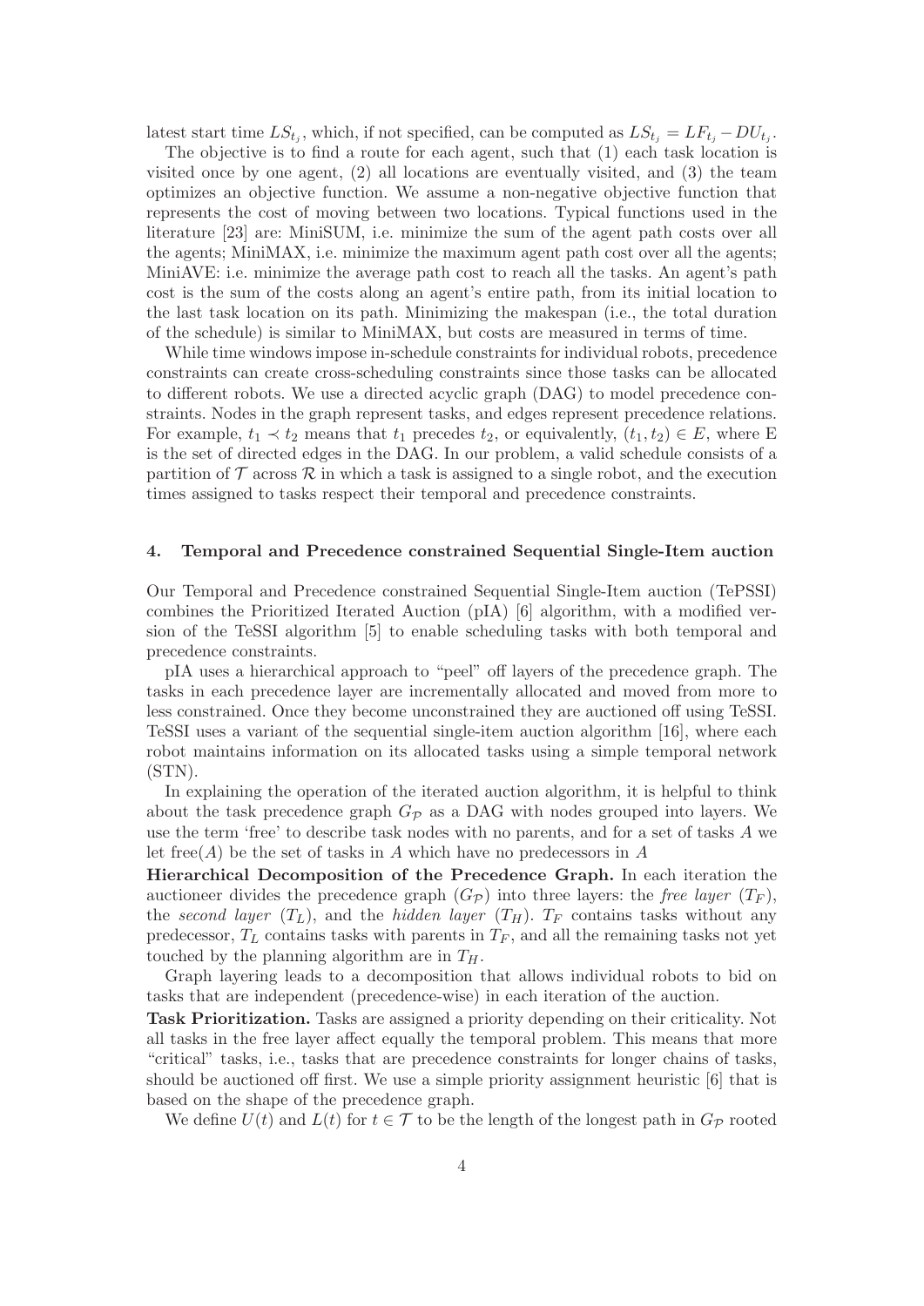latest start time $LS_{t_j}$, which, if not specified, can be computed as $LS_{t_j} = LF_{t_j} - DU_{t_j}$.

The objective is to find a route for each agent, such that (1) each task location is visited once by one agent, (2) all locations are eventually visited, and (3) the team optimizes an objective function. We assume a non-negative objective function that represents the cost of moving between two locations. Typical functions used in the literature [23] are: MiniSUM, i.e. minimize the sum of the agent path costs over all the agents; MiniMAX, i.e. minimize the maximum agent path cost over all the agents; MiniAVE: i.e. minimize the average path cost to reach all the tasks. An agent's path cost is the sum of the costs along an agent's entire path, from its initial location to the last task location on its path. Minimizing the makespan (i.e., the total duration of the schedule) is similar to MiniMAX, but costs are measured in terms of time.

While time windows impose in-schedule constraints for individual robots, precedence constraints can create cross-scheduling constraints since those tasks can be allocated to different robots. We use a directed acyclic graph (DAG) to model precedence constraints. Nodes in the graph represent tasks, and edges represent precedence relations. For example, $t_1 \prec t_2$ means that $t_1$ precedes $t_2$, or equivalently, $(t_1, t_2) \in E$, where E is the set of directed edges in the DAG. In our problem, a valid schedule consists of a partition of $\mathcal{T}$ across $\mathcal{R}$ in which a task is assigned to a single robot, and the execution times assigned to tasks respect their temporal and precedence constraints.

## 4. Temporal and Precedence constrained Sequential Single-Item auction

Our Temporal and Precedence constrained Sequential Single-Item auction (TePSSI) combines the Prioritized Iterated Auction (pIA) [6] algorithm, with a modified version of the TeSSI algorithm [5] to enable scheduling tasks with both temporal and precedence constraints.

pIA uses a hierarchical approach to "peel" off layers of the precedence graph. The tasks in each precedence layer are incrementally allocated and moved from more to less constrained. Once they become unconstrained they are auctioned off using TeSSI. TeSSI uses a variant of the sequential single-item auction algorithm [16], where each robot maintains information on its allocated tasks using a simple temporal network (STN).

In explaining the operation of the iterated auction algorithm, it is helpful to think about the task precedence graph $G_{\mathcal{P}}$ as a DAG with nodes grouped into layers. We use the term 'free' to describe task nodes with no parents, and for a set of tasks $A$ we let free($A$) be the set of tasks in $A$ which have no predecessors in $A$

**Hierarchical Decomposition of the Precedence Graph.** In each iteration the auctioneer divides the precedence graph ($G_{\mathcal{P}}$) into three layers: the *free layer* ($T_F$), the *second layer* ($T_L$), and the *hidden layer* ($T_H$). $T_F$ contains tasks without any predecessor, $T_L$ contains tasks with parents in $T_F$, and all the remaining tasks not yet touched by the planning algorithm are in $T_H$.

Graph layering leads to a decomposition that allows individual robots to bid on tasks that are independent (precedence-wise) in each iteration of the auction.

**Task Prioritization.** Tasks are assigned a priority depending on their criticality. Not all tasks in the free layer affect equally the temporal problem. This means that more "critical" tasks, i.e., tasks that are precedence constraints for longer chains of tasks, should be auctioned off first. We use a simple priority assignment heuristic [6] that is based on the shape of the precedence graph.

We define $U(t)$ and $L(t)$ for $t \in \mathcal{T}$ to be the length of the longest path in $G_{\mathcal{P}}$ rooted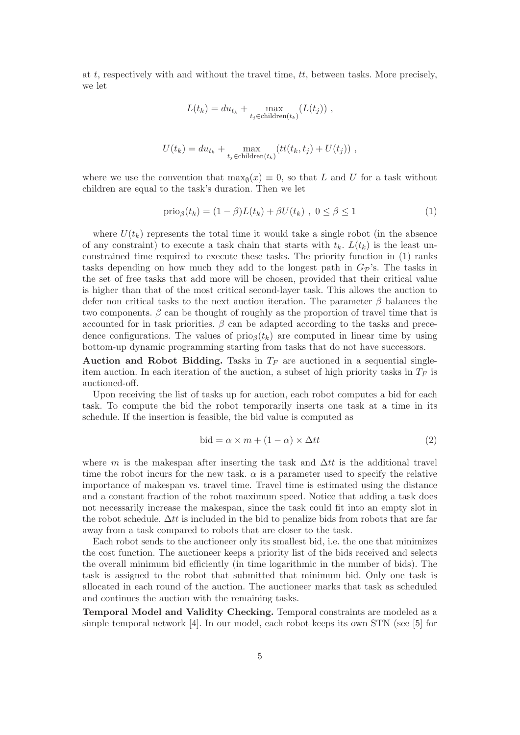at $t$, respectively with and without the travel time, $tt$, between tasks. More precisely, we let

$$L(t_k) = du_{t_k} + \max_{t_j \in \text{children}(t_k)} (L(t_j)) ,$$

$$U(t_k) = du_{t_k} + \max_{t_j \in \text{children}(t_k)} (tt(t_k, t_j) + U(t_j)) ,$$

where we use the convention that $\max_{\emptyset}(x) \equiv 0$, so that $L$ and $U$ for a task without children are equal to the task's duration. Then we let

$$\text{prio}_\beta(t_k) = (1 - \beta)L(t_k) + \beta U(t_k) \ , \ 0 \leq \beta \leq 1 \tag{1}$$

where $U(t_k)$ represents the total time it would take a single robot (in the absence of any constraint) to execute a task chain that starts with $t_k$. $L(t_k)$ is the least unconstrained time required to execute these tasks. The priority function in (1) ranks tasks depending on how much they add to the longest path in $G_\mathcal{P}$'s. The tasks in the set of free tasks that add more will be chosen, provided that their critical value is higher than that of the most critical second-layer task. This allows the auction to defer non critical tasks to the next auction iteration. The parameter $\beta$ balances the two components. $\beta$ can be thought of roughly as the proportion of travel time that is accounted for in task priorities. $\beta$ can be adapted according to the tasks and precedence configurations. The values of $\text{prio}_\beta(t_k)$ are computed in linear time by using bottom-up dynamic programming starting from tasks that do not have successors.

**Auction and Robot Bidding.** Tasks in $T_F$ are auctioned in a sequential single-item auction. In each iteration of the auction, a subset of high priority tasks in $T_F$ is auctioned-off.

Upon receiving the list of tasks up for auction, each robot computes a bid for each task. To compute the bid the robot temporarily inserts one task at a time in its schedule. If the insertion is feasible, the bid value is computed as

$$\text{bid} = \alpha \times m + (1 - \alpha) \times \Delta tt \tag{2}$$

where $m$ is the makespan after inserting the task and $\Delta tt$ is the additional travel time the robot incurs for the new task. $\alpha$ is a parameter used to specify the relative importance of makespan vs. travel time. Travel time is estimated using the distance and a constant fraction of the robot maximum speed. Notice that adding a task does not necessarily increase the makespan, since the task could fit into an empty slot in the robot schedule. $\Delta tt$ is included in the bid to penalize bids from robots that are far away from a task compared to robots that are closer to the task.

Each robot sends to the auctioneer only its smallest bid, i.e. the one that minimizes the cost function. The auctioneer keeps a priority list of the bids received and selects the overall minimum bid efficiently (in time logarithmic in the number of bids). The task is assigned to the robot that submitted that minimum bid. Only one task is allocated in each round of the auction. The auctioneer marks that task as scheduled and continues the auction with the remaining tasks.

**Temporal Model and Validity Checking.** Temporal constraints are modeled as a simple temporal network [4]. In our model, each robot keeps its own STN (see [5] for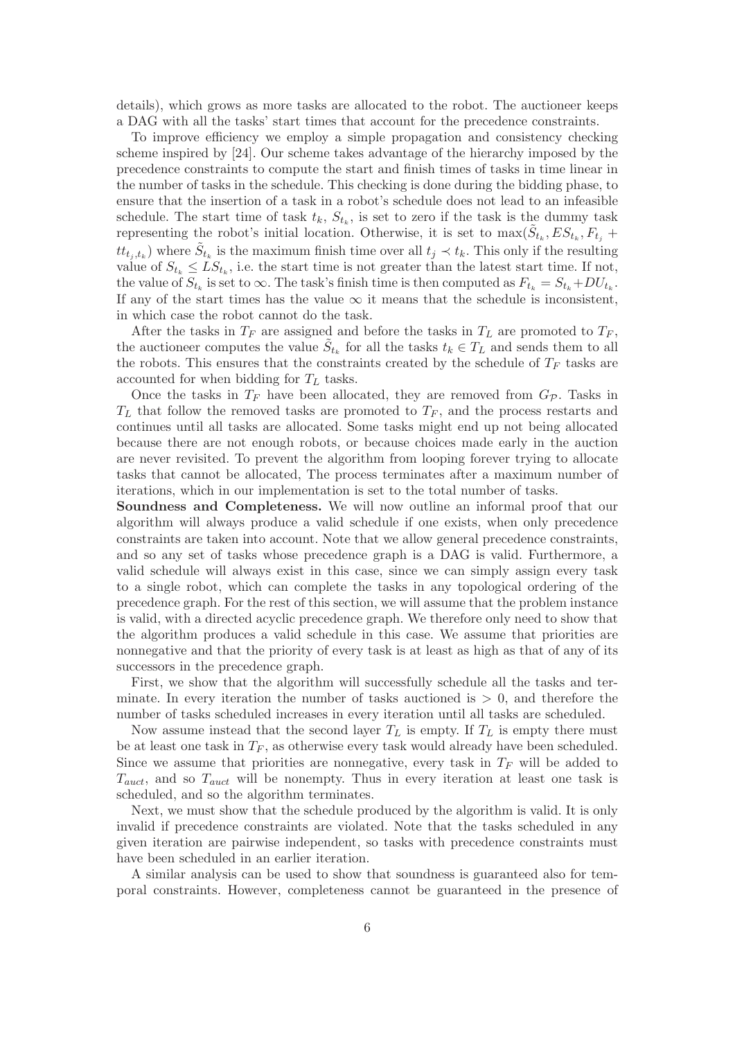details), which grows as more tasks are allocated to the robot. The auctioneer keeps a DAG with all the tasks' start times that account for the precedence constraints.

To improve efficiency we employ a simple propagation and consistency checking scheme inspired by [24]. Our scheme takes advantage of the hierarchy imposed by the precedence constraints to compute the start and finish times of tasks in time linear in the number of tasks in the schedule. This checking is done during the bidding phase, to ensure that the insertion of a task in a robot's schedule does not lead to an infeasible schedule. The start time of task $t_k$, $S_{t_k}$, is set to zero if the task is the dummy task representing the robot's initial location. Otherwise, it is set to $\max(\tilde{S}_{t_k}, ES_{t_k}, F_{t_j} + tt_{t_j,t_k})$ where $\tilde{S}_{t_k}$ is the maximum finish time over all $t_j \prec t_k$. This only if the resulting value of $S_{t_k} \leq LS_{t_k}$, i.e. the start time is not greater than the latest start time. If not, the value of $S_{t_k}$ is set to $\infty$. The task's finish time is then computed as $F_{t_k} = S_{t_k} + DU_{t_k}$. If any of the start times has the value $\infty$ it means that the schedule is inconsistent, in which case the robot cannot do the task.

After the tasks in $T_F$ are assigned and before the tasks in $T_L$ are promoted to $T_F$, the auctioneer computes the value $\tilde{S}_{t_k}$ for all the tasks $t_k \in T_L$ and sends them to all the robots. This ensures that the constraints created by the schedule of $T_F$ tasks are accounted for when bidding for $T_L$ tasks.

Once the tasks in $T_F$ have been allocated, they are removed from $G_{\mathcal{P}}$. Tasks in $T_L$ that follow the removed tasks are promoted to $T_F$, and the process restarts and continues until all tasks are allocated. Some tasks might end up not being allocated because there are not enough robots, or because choices made early in the auction are never revisited. To prevent the algorithm from looping forever trying to allocate tasks that cannot be allocated, The process terminates after a maximum number of iterations, which in our implementation is set to the total number of tasks.

**Soundness and Completeness.** We will now outline an informal proof that our algorithm will always produce a valid schedule if one exists, when only precedence constraints are taken into account. Note that we allow general precedence constraints, and so any set of tasks whose precedence graph is a DAG is valid. Furthermore, a valid schedule will always exist in this case, since we can simply assign every task to a single robot, which can complete the tasks in any topological ordering of the precedence graph. For the rest of this section, we will assume that the problem instance is valid, with a directed acyclic precedence graph. We therefore only need to show that the algorithm produces a valid schedule in this case. We assume that priorities are nonnegative and that the priority of every task is at least as high as that of any of its successors in the precedence graph.

First, we show that the algorithm will successfully schedule all the tasks and terminate. In every iteration the number of tasks auctioned is $> 0$, and therefore the number of tasks scheduled increases in every iteration until all tasks are scheduled.

Now assume instead that the second layer $T_L$ is empty. If $T_L$ is empty there must be at least one task in $T_F$, as otherwise every task would already have been scheduled. Since we assume that priorities are nonnegative, every task in $T_F$ will be added to $T_{auct}$, and so $T_{auct}$ will be nonempty. Thus in every iteration at least one task is scheduled, and so the algorithm terminates.

Next, we must show that the schedule produced by the algorithm is valid. It is only invalid if precedence constraints are violated. Note that the tasks scheduled in any given iteration are pairwise independent, so tasks with precedence constraints must have been scheduled in an earlier iteration.

A similar analysis can be used to show that soundness is guaranteed also for temporal constraints. However, completeness cannot be guaranteed in the presence of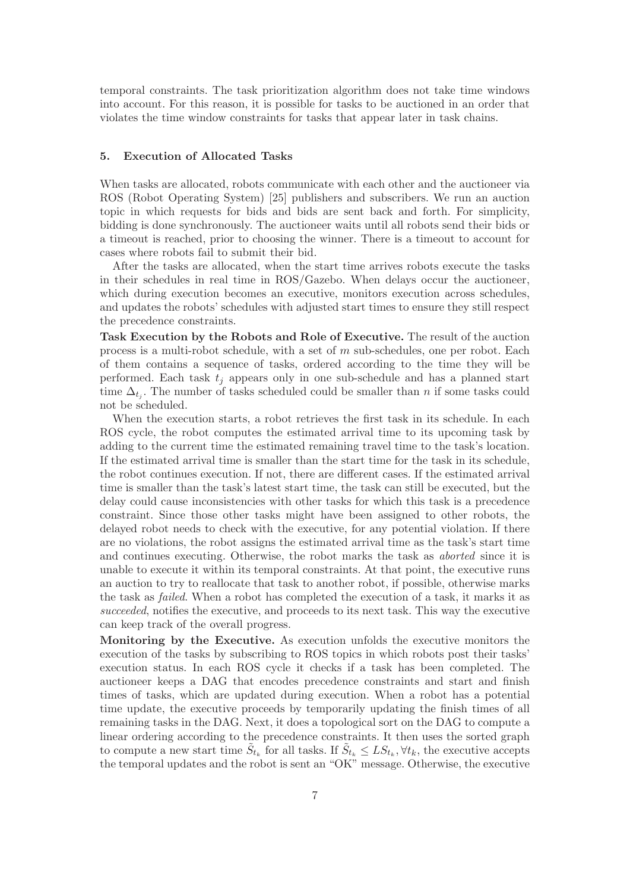temporal constraints. The task prioritization algorithm does not take time windows into account. For this reason, it is possible for tasks to be auctioned in an order that violates the time window constraints for tasks that appear later in task chains.

### 5. Execution of Allocated Tasks

When tasks are allocated, robots communicate with each other and the auctioneer via ROS (Robot Operating System) [25] publishers and subscribers. We run an auction topic in which requests for bids and bids are sent back and forth. For simplicity, bidding is done synchronously. The auctioneer waits until all robots send their bids or a timeout is reached, prior to choosing the winner. There is a timeout to account for cases where robots fail to submit their bid.

After the tasks are allocated, when the start time arrives robots execute the tasks in their schedules in real time in ROS/Gazebo. When delays occur the auctioneer, which during execution becomes an executive, monitors execution across schedules, and updates the robots' schedules with adjusted start times to ensure they still respect the precedence constraints.

**Task Execution by the Robots and Role of Executive.** The result of the auction process is a multi-robot schedule, with a set of $m$ sub-schedules, one per robot. Each of them contains a sequence of tasks, ordered according to the time they will be performed. Each task $t_j$ appears only in one sub-schedule and has a planned start time $\Delta_{t_j}$. The number of tasks scheduled could be smaller than $n$ if some tasks could not be scheduled.

When the execution starts, a robot retrieves the first task in its schedule. In each ROS cycle, the robot computes the estimated arrival time to its upcoming task by adding to the current time the estimated remaining travel time to the task's location. If the estimated arrival time is smaller than the start time for the task in its schedule, the robot continues execution. If not, there are different cases. If the estimated arrival time is smaller than the task's latest start time, the task can still be executed, but the delay could cause inconsistencies with other tasks for which this task is a precedence constraint. Since those other tasks might have been assigned to other robots, the delayed robot needs to check with the executive, for any potential violation. If there are no violations, the robot assigns the estimated arrival time as the task's start time and continues executing. Otherwise, the robot marks the task as *aborted* since it is unable to execute it within its temporal constraints. At that point, the executive runs an auction to try to reallocate that task to another robot, if possible, otherwise marks the task as *failed*. When a robot has completed the execution of a task, it marks it as *succeeded*, notifies the executive, and proceeds to its next task. This way the executive can keep track of the overall progress.

**Monitoring by the Executive.** As execution unfolds the executive monitors the execution of the tasks by subscribing to ROS topics in which robots post their tasks' execution status. In each ROS cycle it checks if a task has been completed. The auctioneer keeps a DAG that encodes precedence constraints and start and finish times of tasks, which are updated during execution. When a robot has a potential time update, the executive proceeds by temporarily updating the finish times of all remaining tasks in the DAG. Next, it does a topological sort on the DAG to compute a linear ordering according to the precedence constraints. It then uses the sorted graph to compute a new start time $\tilde{S}_{t_k}$ for all tasks. If $\tilde{S}_{t_k} \leq LS_{t_k}, \forall t_k$, the executive accepts the temporal updates and the robot is sent an "OK" message. Otherwise, the executive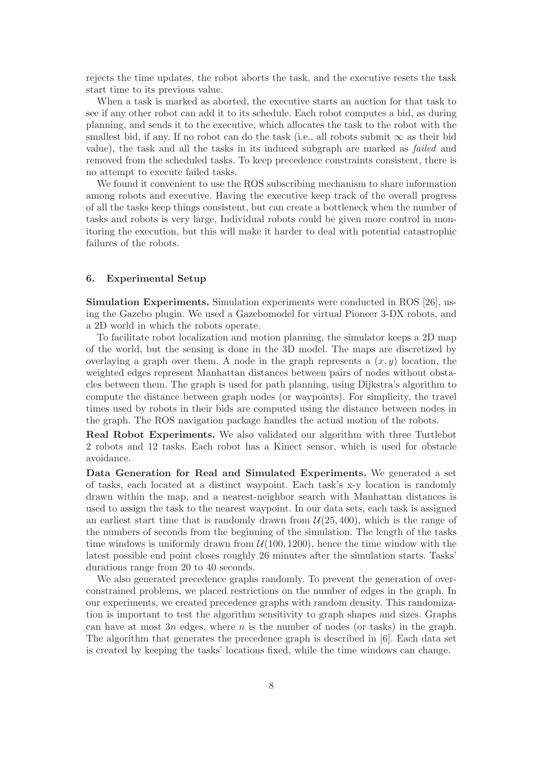rejects the time updates, the robot aborts the task, and the executive resets the task start time to its previous value.

When a task is marked as aborted, the executive starts an auction for that task to see if any other robot can add it to its schedule. Each robot computes a bid, as during planning, and sends it to the executive, which allocates the task to the robot with the smallest bid, if any. If no robot can do the task (i.e., all robots submit $\infty$ as their bid value), the task and all the tasks in its induced subgraph are marked as *failed* and removed from the scheduled tasks. To keep precedence constraints consistent, there is no attempt to execute failed tasks.

We found it convenient to use the ROS subscribing mechanism to share information among robots and executive. Having the executive keep track of the overall progress of all the tasks keep things consistent, but can create a bottleneck when the number of tasks and robots is very large, Individual robots could be given more control in monitoring the execution, but this will make it harder to deal with potential catastrophic failures of the robots.

## 6. Experimental Setup

**Simulation Experiments.** Simulation experiments were conducted in ROS [26], using the Gazebo plugin. We used a Gazebomodel for virtual Pioneer 3-DX robots, and a 2D world in which the robots operate.

To facilitate robot localization and motion planning, the simulator keeps a 2D map of the world, but the sensing is done in the 3D model. The maps are discretized by overlaying a graph over them. A node in the graph represents a $(x, y)$ location, the weighted edges represent Manhattan distances between pairs of nodes without obstacles between them. The graph is used for path planning, using Dijkstra's algorithm to compute the distance between graph nodes (or waypoints). For simplicity, the travel times used by robots in their bids are computed using the distance between nodes in the graph. The ROS navigation package handles the actual motion of the robots.

**Real Robot Experiments.** We also validated our algorithm with three Turtlebot 2 robots and 12 tasks. Each robot has a Kinect sensor, which is used for obstacle avoidance.

**Data Generation for Real and Simulated Experiments.** We generated a set of tasks, each located at a distinct waypoint. Each task's x-y location is randomly drawn within the map, and a nearest-neighbor search with Manhattan distances is used to assign the task to the nearest waypoint. In our data sets, each task is assigned an earliest start time that is randomly drawn from $\mathcal{U}(25, 400)$, which is the range of the numbers of seconds from the beginning of the simulation. The length of the tasks time windows is uniformly drawn from $\mathcal{U}(100, 1200)$, hence the time window with the latest possible end point closes roughly 26 minutes after the simulation starts. Tasks' durations range from 20 to 40 seconds.

We also generated precedence graphs randomly. To prevent the generation of over-constrained problems, we placed restrictions on the number of edges in the graph. In our experiments, we created precedence graphs with random density. This randomization is important to test the algorithm sensitivity to graph shapes and sizes. Graphs can have at most $3n$ edges, where $n$ is the number of nodes (or tasks) in the graph. The algorithm that generates the precedence graph is described in [6]. Each data set is created by keeping the tasks' locations fixed, while the time windows can change.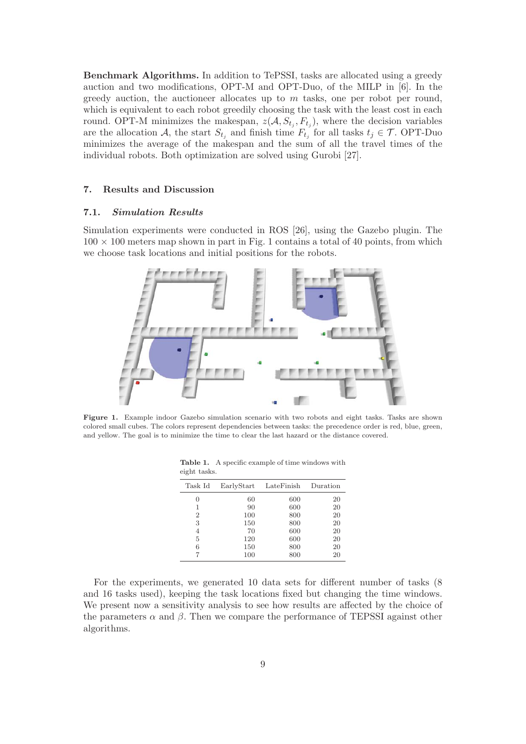**Benchmark Algorithms.** In addition to TePSSI, tasks are allocated using a greedy auction and two modifications, OPT-M and OPT-Duo, of the MILP in [6]. In the greedy auction, the auctioneer allocates up to $m$ tasks, one per robot per round, which is equivalent to each robot greedily choosing the task with the least cost in each round. OPT-M minimizes the makespan, $z(\mathcal{A}, S_{t_j}, F_{t_j})$, where the decision variables are the allocation $\mathcal{A}$, the start $S_{t_j}$ and finish time $F_{t_j}$ for all tasks $t_j \in \mathcal{T}$. OPT-Duo minimizes the average of the makespan and the sum of all the travel times of the individual robots. Both optimization are solved using Gurobi [27].

## 7. Results and Discussion

### 7.1. *Simulation Results*

Simulation experiments were conducted in ROS [26], using the Gazebo plugin. The $100 \times 100$ meters map shown in part in Fig. 1 contains a total of 40 points, from which we choose task locations and initial positions for the robots.

**Figure 1.** Example indoor Gazebo simulation scenario with two robots and eight tasks. Tasks are shown colored small cubes. The colors represent dependencies between tasks: the precedence order is red, blue, green, and yellow. The goal is to minimize the time to clear the last hazard or the distance covered.

**Table 1.** A specific example of time windows with eight tasks.

| Task Id | EarlyStart | LateFinish | Duration |
|---|---|---|---|
| 0 | 60 | 600 | 20 |
| 1 | 90 | 600 | 20 |
| 2 | 100 | 800 | 20 |
| 3 | 150 | 800 | 20 |
| 4 | 70 | 600 | 20 |
| 5 | 120 | 600 | 20 |
| 6 | 150 | 800 | 20 |
| 7 | 100 | 800 | 20 |

For the experiments, we generated 10 data sets for different number of tasks (8 and 16 tasks used), keeping the task locations fixed but changing the time windows. We present now a sensitivity analysis to see how results are affected by the choice of the parameters $\alpha$ and $\beta$. Then we compare the performance of TEPSSI against other algorithms.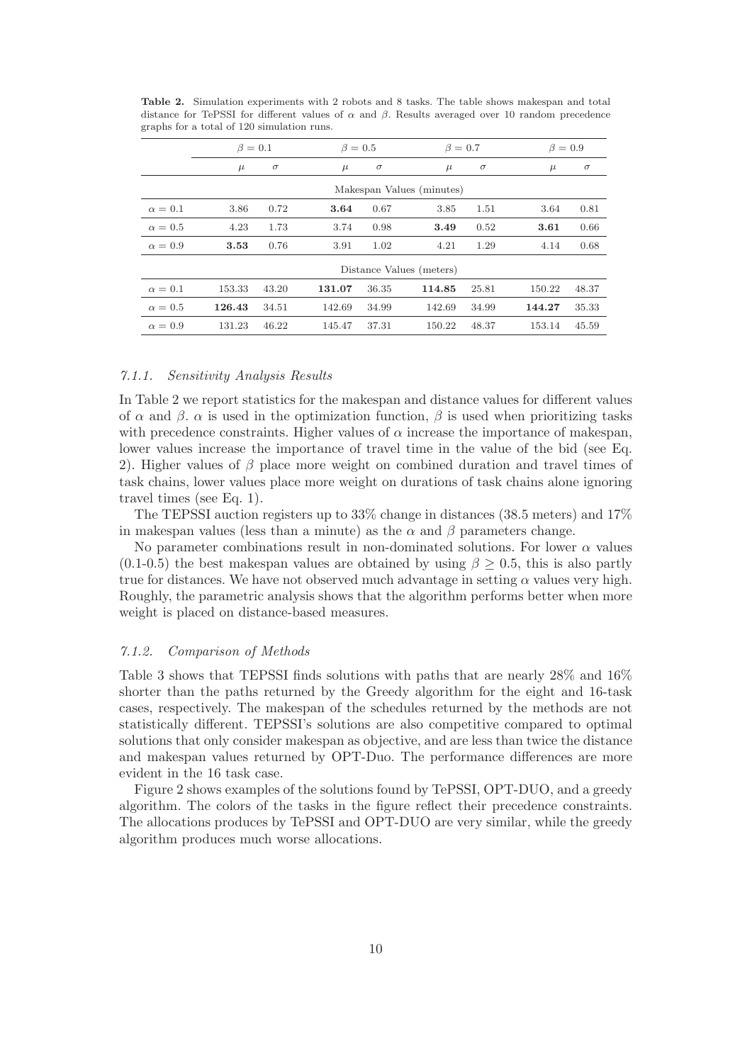**Table 2.** Simulation experiments with 2 robots and 8 tasks. The table shows makespan and total distance for TePSSI for different values of $\alpha$ and $\beta$. Results averaged over 10 random precedence graphs for a total of 120 simulation runs.

| | $\beta = 0.1$ | | $\beta = 0.5$ | | $\beta = 0.7$ | | $\beta = 0.9$ | |
|---|---|---|---|---|---|---|---|---|
| | $\mu$ | $\sigma$ | $\mu$ | $\sigma$ | $\mu$ | $\sigma$ | $\mu$ | $\sigma$ |
| | Makespan Values (minutes) | | | | | | | |
| $\alpha = 0.1$ | 3.86 | 0.72 | **3.64** | 0.67 | 3.85 | 1.51 | 3.64 | 0.81 |
| $\alpha = 0.5$ | 4.23 | 1.73 | 3.74 | 0.98 | **3.49** | 0.52 | **3.61** | 0.66 |
| $\alpha = 0.9$ | **3.53** | 0.76 | 3.91 | 1.02 | 4.21 | 1.29 | 4.14 | 0.68 |
| | Distance Values (meters) | | | | | | | |
| $\alpha = 0.1$ | 153.33 | 43.20 | **131.07** | 36.35 | **114.85** | 25.81 | 150.22 | 48.37 |
| $\alpha = 0.5$ | **126.43** | 34.51 | 142.69 | 34.99 | 142.69 | 34.99 | **144.27** | 35.33 |
| $\alpha = 0.9$ | 131.23 | 46.22 | 145.47 | 37.31 | 150.22 | 48.37 | 153.14 | 45.59 |

#### *7.1.1. Sensitivity Analysis Results*

In Table 2 we report statistics for the makespan and distance values for different values of $\alpha$ and $\beta$. $\alpha$ is used in the optimization function, $\beta$ is used when prioritizing tasks with precedence constraints. Higher values of $\alpha$ increase the importance of makespan, lower values increase the importance of travel time in the value of the bid (see Eq. 2). Higher values of $\beta$ place more weight on combined duration and travel times of task chains, lower values place more weight on durations of task chains alone ignoring travel times (see Eq. 1).

The TEPSSI auction registers up to 33% change in distances (38.5 meters) and 17% in makespan values (less than a minute) as the $\alpha$ and $\beta$ parameters change.

No parameter combinations result in non-dominated solutions. For lower $\alpha$ values (0.1-0.5) the best makespan values are obtained by using $\beta \geq 0.5$, this is also partly true for distances. We have not observed much advantage in setting $\alpha$ values very high. Roughly, the parametric analysis shows that the algorithm performs better when more weight is placed on distance-based measures.

#### *7.1.2. Comparison of Methods*

Table 3 shows that TEPSSI finds solutions with paths that are nearly 28% and 16% shorter than the paths returned by the Greedy algorithm for the eight and 16-task cases, respectively. The makespan of the schedules returned by the methods are not statistically different. TEPSSI's solutions are also competitive compared to optimal solutions that only consider makespan as objective, and are less than twice the distance and makespan values returned by OPT-Duo. The performance differences are more evident in the 16 task case.

Figure 2 shows examples of the solutions found by TePSSI, OPT-DUO, and a greedy algorithm. The colors of the tasks in the figure reflect their precedence constraints. The allocations produces by TePSSI and OPT-DUO are very similar, while the greedy algorithm produces much worse allocations.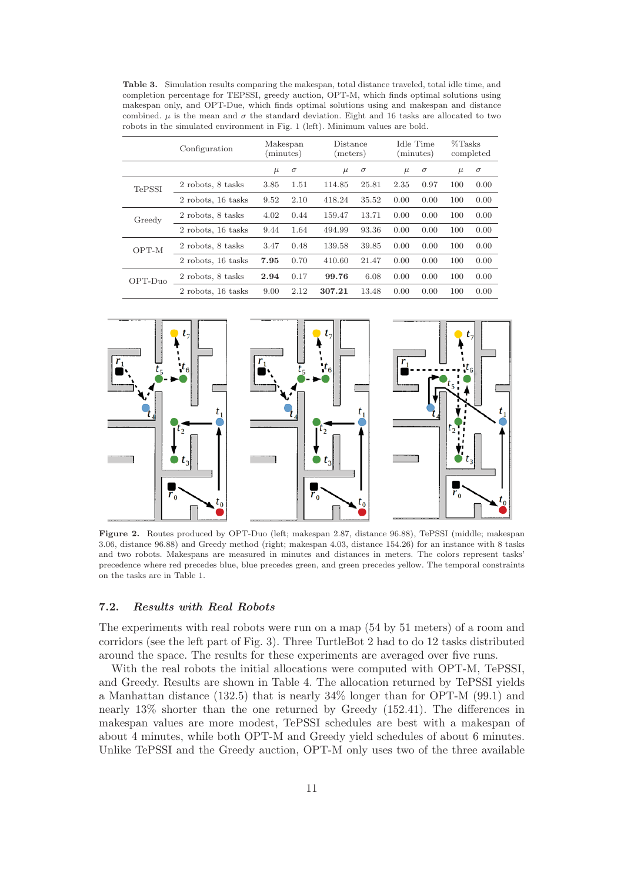**Table 3.** Simulation results comparing the makespan, total distance traveled, total idle time, and completion percentage for TEPSSI, greedy auction, OPT-M, which finds optimal solutions using makespan only, and OPT-Due, which finds optimal solutions using and makespan and distance combined. $\mu$ is the mean and $\sigma$ the standard deviation. Eight and 16 tasks are allocated to two robots in the simulated environment in Fig. 1 (left). Minimum values are bold.

| | Configuration | Makespan (minutes) | | Distance (meters) | | Idle Time (minutes) | | %Tasks completed | |
|---|---|---|---|---|---|---|---|---|---|
| | | $\mu$ | $\sigma$ | $\mu$ | $\sigma$ | $\mu$ | $\sigma$ | $\mu$ | $\sigma$ |
| TePSSI | 2 robots, 8 tasks | 3.85 | 1.51 | 114.85 | 25.81 | 2.35 | 0.97 | 100 | 0.00 |
| | 2 robots, 16 tasks | 9.52 | 2.10 | 418.24 | 35.52 | 0.00 | 0.00 | 100 | 0.00 |
| Greedy | 2 robots, 8 tasks | 4.02 | 0.44 | 159.47 | 13.71 | 0.00 | 0.00 | 100 | 0.00 |
| | 2 robots, 16 tasks | 9.44 | 1.64 | 494.99 | 93.36 | 0.00 | 0.00 | 100 | 0.00 |
| OPT-M | 2 robots, 8 tasks | 3.47 | 0.48 | 139.58 | 39.85 | 0.00 | 0.00 | 100 | 0.00 |
| | 2 robots, 16 tasks | **7.95** | 0.70 | 410.60 | 21.47 | 0.00 | 0.00 | 100 | 0.00 |
| OPT-Duo | 2 robots, 8 tasks | **2.94** | 0.17 | **99.76** | 6.08 | 0.00 | 0.00 | 100 | 0.00 |
| | 2 robots, 16 tasks | 9.00 | 2.12 | **307.21** | 13.48 | 0.00 | 0.00 | 100 | 0.00 |

**Figure 2.** Routes produced by OPT-Duo (left; makespan 2.87, distance 96.88), TePSSI (middle; makespan 3.06, distance 96.88) and Greedy method (right; makespan 4.03, distance 154.26) for an instance with 8 tasks and two robots. Makespans are measured in minutes and distances in meters. The colors represent tasks' precedence where red precedes blue, blue precedes green, and green precedes yellow. The temporal constraints on the tasks are in Table 1.

### 7.2. *Results with Real Robots*

The experiments with real robots were run on a map (54 by 51 meters) of a room and corridors (see the left part of Fig. 3). Three TurtleBot 2 had to do 12 tasks distributed around the space. The results for these experiments are averaged over five runs.

With the real robots the initial allocations were computed with OPT-M, TePSSI, and Greedy. Results are shown in Table 4. The allocation returned by TePSSI yields a Manhattan distance (132.5) that is nearly 34% longer than for OPT-M (99.1) and nearly 13% shorter than the one returned by Greedy (152.41). The differences in makespan values are more modest, TePSSI schedules are best with a makespan of about 4 minutes, while both OPT-M and Greedy yield schedules of about 6 minutes. Unlike TePSSI and the Greedy auction, OPT-M only uses two of the three available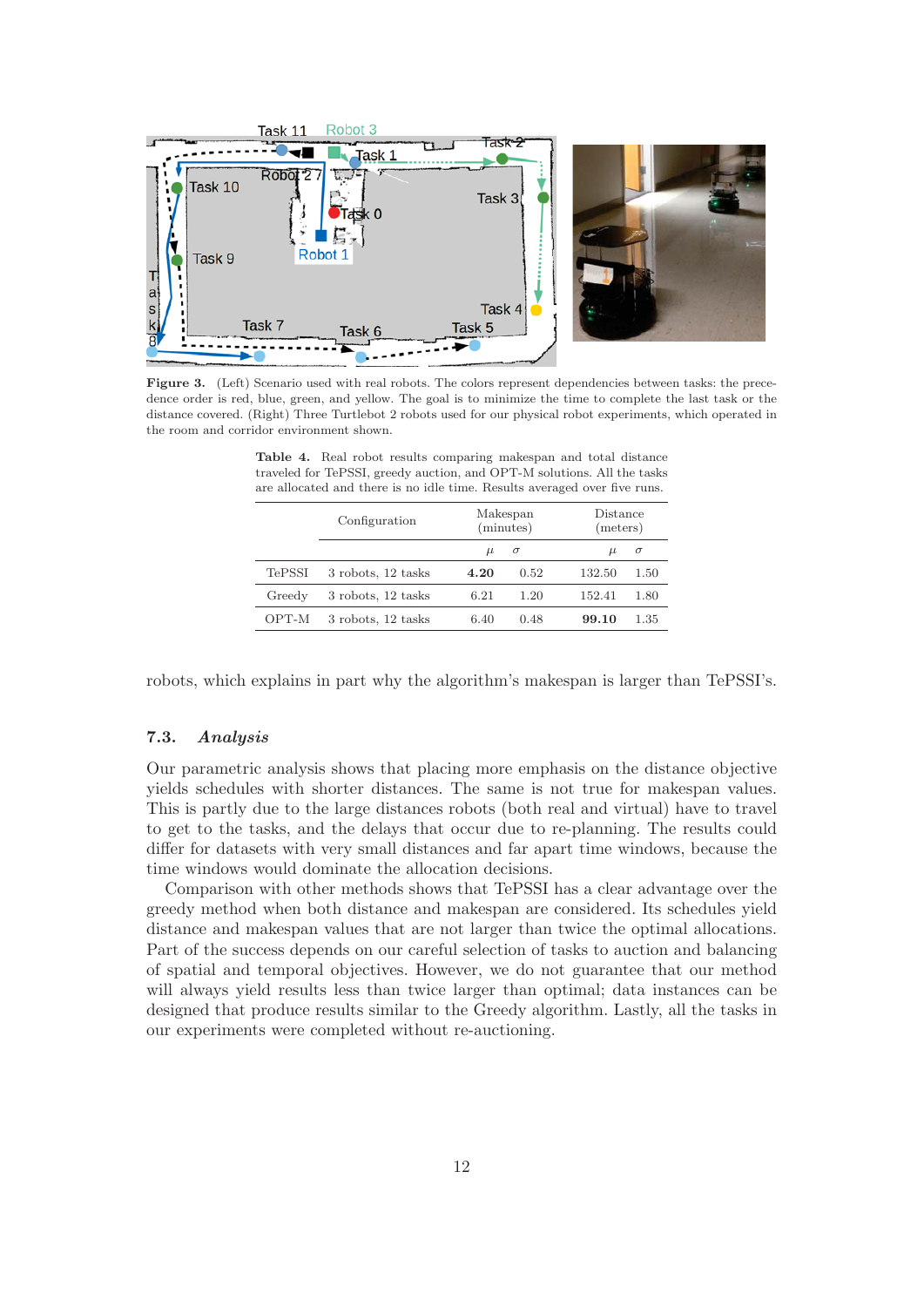**Figure 3.** (Left) Scenario used with real robots. The colors represent dependencies between tasks: the precedence order is red, blue, green, and yellow. The goal is to minimize the time to complete the last task or the distance covered. (Right) Three Turtlebot 2 robots used for our physical robot experiments, which operated in the room and corridor environment shown.

**Table 4.** Real robot results comparing makespan and total distance traveled for TePSSI, greedy auction, and OPT-M solutions. All the tasks are allocated and there is no idle time. Results averaged over five runs.

| | Configuration | Makespan (minutes) | | Distance (meters) | |
|---|---|---|---|---|---|
| | | $\mu$ | $\sigma$ | $\mu$ | $\sigma$ |
| TePSSI | 3 robots, 12 tasks | **4.20** | 0.52 | 132.50 | 1.50 |
| Greedy | 3 robots, 12 tasks | 6.21 | 1.20 | 152.41 | 1.80 |
| OPT-M | 3 robots, 12 tasks | 6.40 | 0.48 | **99.10** | 1.35 |

robots, which explains in part why the algorithm's makespan is larger than TePSSI's.

### 7.3. *Analysis*

Our parametric analysis shows that placing more emphasis on the distance objective yields schedules with shorter distances. The same is not true for makespan values. This is partly due to the large distances robots (both real and virtual) have to travel to get to the tasks, and the delays that occur due to re-planning. The results could differ for datasets with very small distances and far apart time windows, because the time windows would dominate the allocation decisions.

Comparison with other methods shows that TePSSI has a clear advantage over the greedy method when both distance and makespan are considered. Its schedules yield distance and makespan values that are not larger than twice the optimal allocations. Part of the success depends on our careful selection of tasks to auction and balancing of spatial and temporal objectives. However, we do not guarantee that our method will always yield results less than twice larger than optimal; data instances can be designed that produce results similar to the Greedy algorithm. Lastly, all the tasks in our experiments were completed without re-auctioning.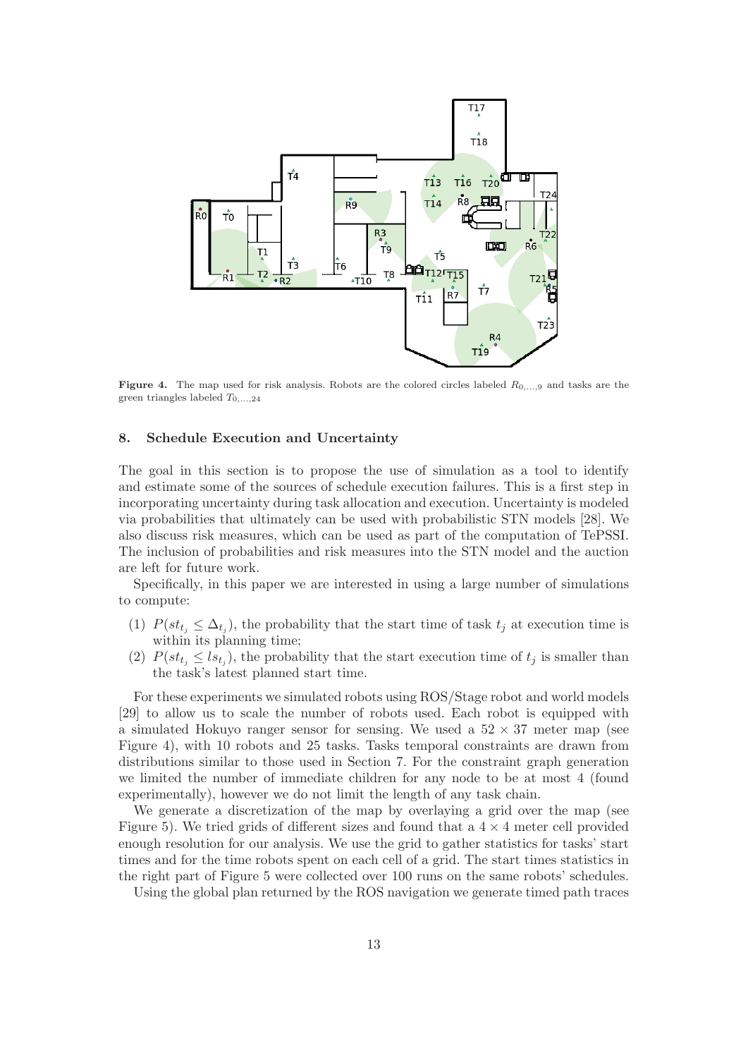**Figure 4.** The map used for risk analysis. Robots are the colored circles labeled $R_{0,\ldots,9}$ and tasks are the green triangles labeled $T_{0,\ldots,24}$

## 8. Schedule Execution and Uncertainty

The goal in this section is to propose the use of simulation as a tool to identify and estimate some of the sources of schedule execution failures. This is a first step in incorporating uncertainty during task allocation and execution. Uncertainty is modeled via probabilities that ultimately can be used with probabilistic STN models [28]. We also discuss risk measures, which can be used as part of the computation of TePSSI. The inclusion of probabilities and risk measures into the STN model and the auction are left for future work.

Specifically, in this paper we are interested in using a large number of simulations to compute:

1. $P(st_{t_j} \leq \Delta_{t_j})$, the probability that the start time of task $t_j$ at execution time is within its planning time;
2. $P(st_{t_j} \leq ls_{t_j})$, the probability that the start execution time of $t_j$ is smaller than the task's latest planned start time.

For these experiments we simulated robots using ROS/Stage robot and world models [29] to allow us to scale the number of robots used. Each robot is equipped with a simulated Hokuyo ranger sensor for sensing. We used a $52 \times 37$ meter map (see Figure 4), with 10 robots and 25 tasks. Tasks temporal constraints are drawn from distributions similar to those used in Section 7. For the constraint graph generation we limited the number of immediate children for any node to be at most 4 (found experimentally), however we do not limit the length of any task chain.

We generate a discretization of the map by overlaying a grid over the map (see Figure 5). We tried grids of different sizes and found that a $4 \times 4$ meter cell provided enough resolution for our analysis. We use the grid to gather statistics for tasks' start times and for the time robots spent on each cell of a grid. The start times statistics in the right part of Figure 5 were collected over 100 runs on the same robots' schedules.

Using the global plan returned by the ROS navigation we generate timed path traces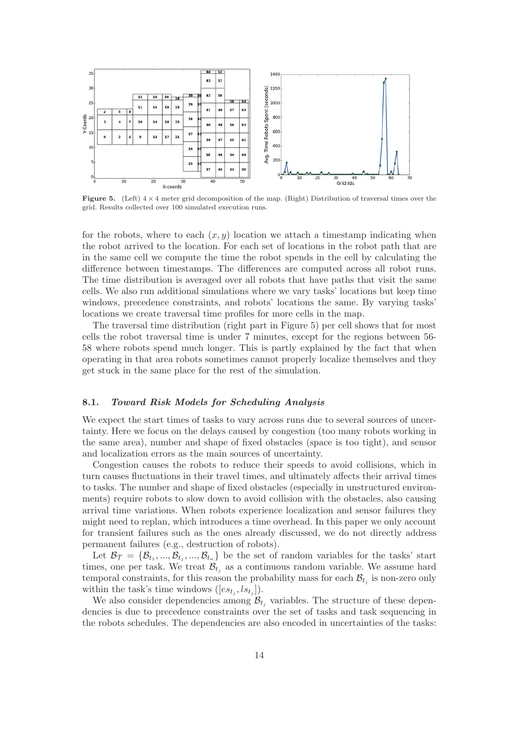**Figure 5.** (Left) $4 \times 4$ meter grid decomposition of the map. (Right) Distribution of traversal times over the grid. Results collected over 100 simulated execution runs.

for the robots, where to each $(x, y)$ location we attach a timestamp indicating when the robot arrived to the location. For each set of locations in the robot path that are in the same cell we compute the time the robot spends in the cell by calculating the difference between timestamps. The differences are computed across all robot runs. The time distribution is averaged over all robots that have paths that visit the same cells. We also run additional simulations where we vary tasks' locations but keep time windows, precedence constraints, and robots' locations the same. By varying tasks' locations we create traversal time profiles for more cells in the map.

The traversal time distribution (right part in Figure 5) per cell shows that for most cells the robot traversal time is under 7 minutes, except for the regions between 56-58 where robots spend much longer. This is partly explained by the fact that when operating in that area robots sometimes cannot properly localize themselves and they get stuck in the same place for the rest of the simulation.

### 8.1. *Toward Risk Models for Scheduling Analysis*

We expect the start times of tasks to vary across runs due to several sources of uncertainty. Here we focus on the delays caused by congestion (too many robots working in the same area), number and shape of fixed obstacles (space is too tight), and sensor and localization errors as the main sources of uncertainty.

Congestion causes the robots to reduce their speeds to avoid collisions, which in turn causes fluctuations in their travel times, and ultimately affects their arrival times to tasks. The number and shape of fixed obstacles (especially in unstructured environments) require robots to slow down to avoid collision with the obstacles, also causing arrival time variations. When robots experience localization and sensor failures they might need to replan, which introduces a time overhead. In this paper we only account for transient failures such as the ones already discussed, we do not directly address permanent failures (e.g., destruction of robots).

Let $\mathcal{B}_{\mathcal{T}} = \{\mathcal{B}_{t_1}, ..., \mathcal{B}_{t_j}, ..., \mathcal{B}_{t_n}\}$ be the set of random variables for the tasks' start times, one per task. We treat $\mathcal{B}_{t_j}$ as a continuous random variable. We assume hard temporal constraints, for this reason the probability mass for each $\mathcal{B}_{t_j}$ is non-zero only within the task's time windows ($[es_{t_j}, ls_{t_j}]$).

We also consider dependencies among $\mathcal{B}_{t_j}$ variables. The structure of these dependencies is due to precedence constraints over the set of tasks and task sequencing in the robots schedules. The dependencies are also encoded in uncertainties of the tasks: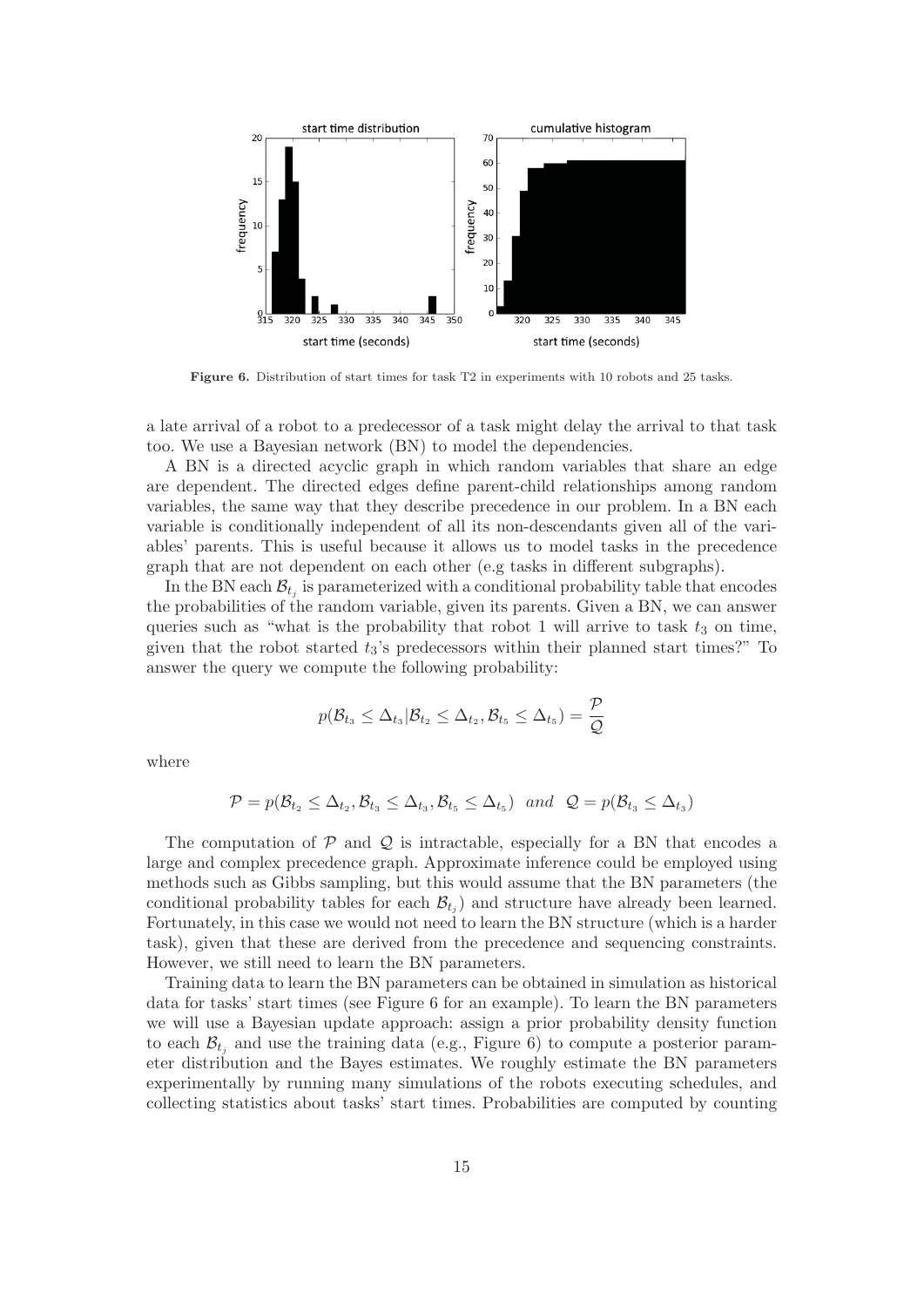Figure 6. Distribution of start times for task T2 in experiments with 10 robots and 25 tasks.

a late arrival of a robot to a predecessor of a task might delay the arrival to that task too. We use a Bayesian network (BN) to model the dependencies.

A BN is a directed acyclic graph in which random variables that share an edge are dependent. The directed edges define parent-child relationships among random variables, the same way that they describe precedence in our problem. In a BN each variable is conditionally independent of all its non-descendants given all of the variables' parents. This is useful because it allows us to model tasks in the precedence graph that are not dependent on each other (e.g tasks in different subgraphs).

In the BN each $\mathcal{B}_{t_j}$ is parameterized with a conditional probability table that encodes the probabilities of the random variable, given its parents. Given a BN, we can answer queries such as "what is the probability that robot 1 will arrive to task $t_3$ on time, given that the robot started $t_3$'s predecessors within their planned start times?" To answer the query we compute the following probability:

$$p(\mathcal{B}_{t_3} \leq \Delta_{t_3} | \mathcal{B}_{t_2} \leq \Delta_{t_2}, \mathcal{B}_{t_5} \leq \Delta_{t_5}) = \frac{\mathcal{P}}{\mathcal{Q}}$$

where

$$\mathcal{P} = p(\mathcal{B}_{t_2} \leq \Delta_{t_2}, \mathcal{B}_{t_3} \leq \Delta_{t_3}, \mathcal{B}_{t_5} \leq \Delta_{t_5}) \;\; and \;\; \mathcal{Q} = p(\mathcal{B}_{t_3} \leq \Delta_{t_3})$$

The computation of $\mathcal{P}$ and $\mathcal{Q}$ is intractable, especially for a BN that encodes a large and complex precedence graph. Approximate inference could be employed using methods such as Gibbs sampling, but this would assume that the BN parameters (the conditional probability tables for each $\mathcal{B}_{t_j}$) and structure have already been learned. Fortunately, in this case we would not need to learn the BN structure (which is a harder task), given that these are derived from the precedence and sequencing constraints. However, we still need to learn the BN parameters.

Training data to learn the BN parameters can be obtained in simulation as historical data for tasks' start times (see Figure 6 for an example). To learn the BN parameters we will use a Bayesian update approach: assign a prior probability density function to each $\mathcal{B}_{t_j}$ and use the training data (e.g., Figure 6) to compute a posterior parameter distribution and the Bayes estimates. We roughly estimate the BN parameters experimentally by running many simulations of the robots executing schedules, and collecting statistics about tasks' start times. Probabilities are computed by counting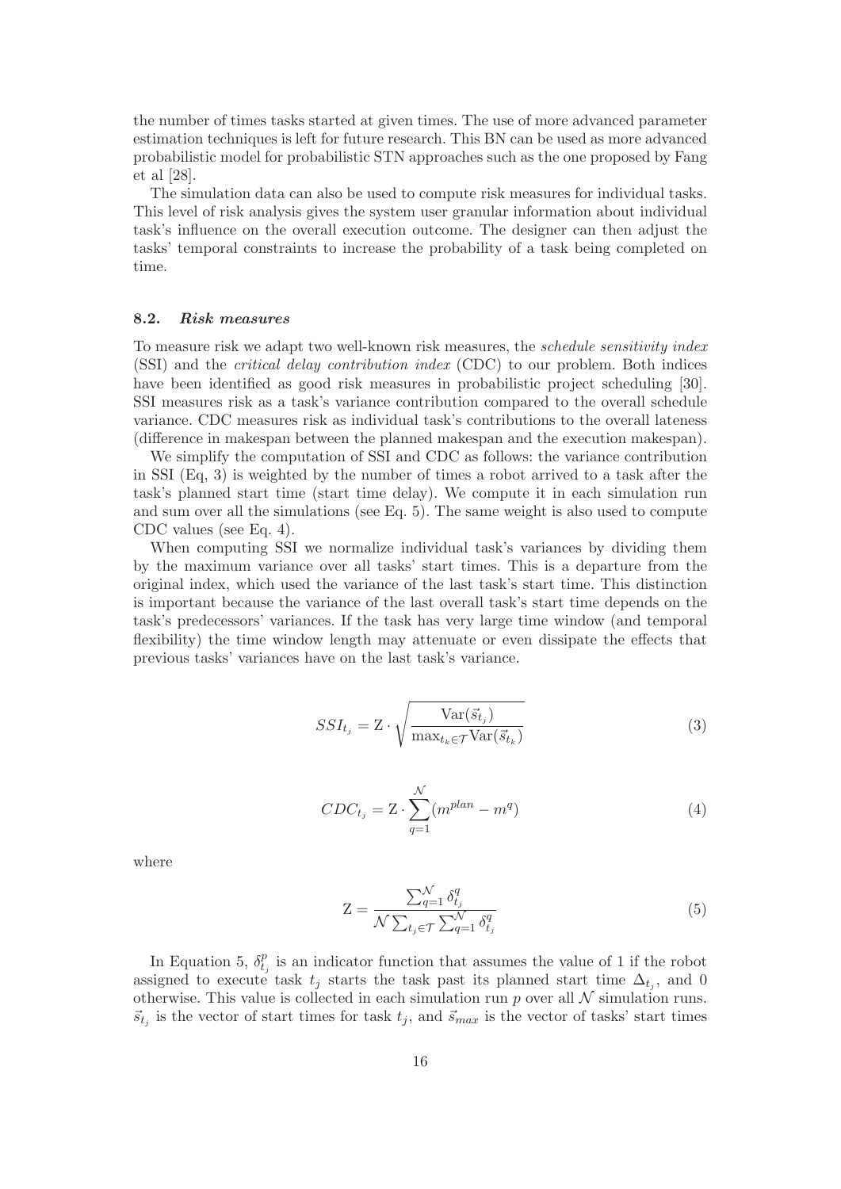the number of times tasks started at given times. The use of more advanced parameter estimation techniques is left for future research. This BN can be used as more advanced probabilistic model for probabilistic STN approaches such as the one proposed by Fang et al [28].

The simulation data can also be used to compute risk measures for individual tasks. This level of risk analysis gives the system user granular information about individual task's influence on the overall execution outcome. The designer can then adjust the tasks' temporal constraints to increase the probability of a task being completed on time.

### 8.2. *Risk measures*

To measure risk we adapt two well-known risk measures, the *schedule sensitivity index* (SSI) and the *critical delay contribution index* (CDC) to our problem. Both indices have been identified as good risk measures in probabilistic project scheduling [30]. SSI measures risk as a task's variance contribution compared to the overall schedule variance. CDC measures risk as individual task's contributions to the overall lateness (difference in makespan between the planned makespan and the execution makespan).

We simplify the computation of SSI and CDC as follows: the variance contribution in SSI (Eq, 3) is weighted by the number of times a robot arrived to a task after the task's planned start time (start time delay). We compute it in each simulation run and sum over all the simulations (see Eq. 5). The same weight is also used to compute CDC values (see Eq. 4).

When computing SSI we normalize individual task's variances by dividing them by the maximum variance over all tasks' start times. This is a departure from the original index, which used the variance of the last task's start time. This distinction is important because the variance of the last overall task's start time depends on the task's predecessors' variances. If the task has very large time window (and temporal flexibility) the time window length may attenuate or even dissipate the effects that previous tasks' variances have on the last task's variance.

$$SSI_{t_j} = \mathrm{Z} \cdot \sqrt{\frac{\mathrm{Var}(\vec{s}_{t_j})}{\max_{t_k \in \mathcal{T}} \mathrm{Var}(\vec{s}_{t_k})}} \tag{3}$$

$$CDC_{t_j} = \mathrm{Z} \cdot \sum_{q=1}^{\mathcal{N}} (m^{plan} - m^q) \tag{4}$$

where

$$\mathrm{Z} = \frac{\sum_{q=1}^{\mathcal{N}} \delta_{t_j}^q}{\mathcal{N} \sum_{t_j \in \mathcal{T}} \sum_{q=1}^{\mathcal{N}} \delta_{t_j}^q} \tag{5}$$

In Equation 5, $\delta_{t_j}^p$ is an indicator function that assumes the value of 1 if the robot assigned to execute task $t_j$ starts the task past its planned start time $\Delta_{t_j}$, and 0 otherwise. This value is collected in each simulation run $p$ over all $\mathcal{N}$ simulation runs. $\vec{s}_{t_j}$ is the vector of start times for task $t_j$, and $\vec{s}_{max}$ is the vector of tasks' start times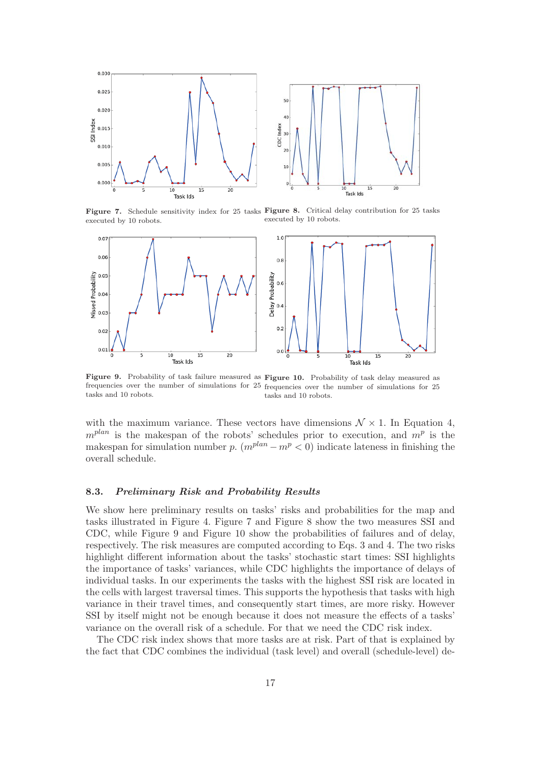Figure 7. Schedule sensitivity index for 25 tasks executed by 10 robots.

Figure 8. Critical delay contribution for 25 tasks executed by 10 robots.

Figure 9. Probability of task failure measured as frequencies over the number of simulations for 25 tasks and 10 robots.

Figure 10. Probability of task delay measured as frequencies over the number of simulations for 25 tasks and 10 robots.

with the maximum variance. These vectors have dimensions $\mathcal{N} \times 1$. In Equation 4, $m^{plan}$ is the makespan of the robots' schedules prior to execution, and $m^p$ is the makespan for simulation number $p$. ($m^{plan} - m^p < 0$) indicate lateness in finishing the overall schedule.

### 8.3. *Preliminary Risk and Probability Results*

We show here preliminary results on tasks' risks and probabilities for the map and tasks illustrated in Figure 4. Figure 7 and Figure 8 show the two measures SSI and CDC, while Figure 9 and Figure 10 show the probabilities of failures and of delay, respectively. The risk measures are computed according to Eqs. 3 and 4. The two risks highlight different information about the tasks' stochastic start times: SSI highlights the importance of tasks' variances, while CDC highlights the importance of delays of individual tasks. In our experiments the tasks with the highest SSI risk are located in the cells with largest traversal times. This supports the hypothesis that tasks with high variance in their travel times, and consequently start times, are more risky. However SSI by itself might not be enough because it does not measure the effects of a tasks' variance on the overall risk of a schedule. For that we need the CDC risk index.

The CDC risk index shows that more tasks are at risk. Part of that is explained by the fact that CDC combines the individual (task level) and overall (schedule-level) de-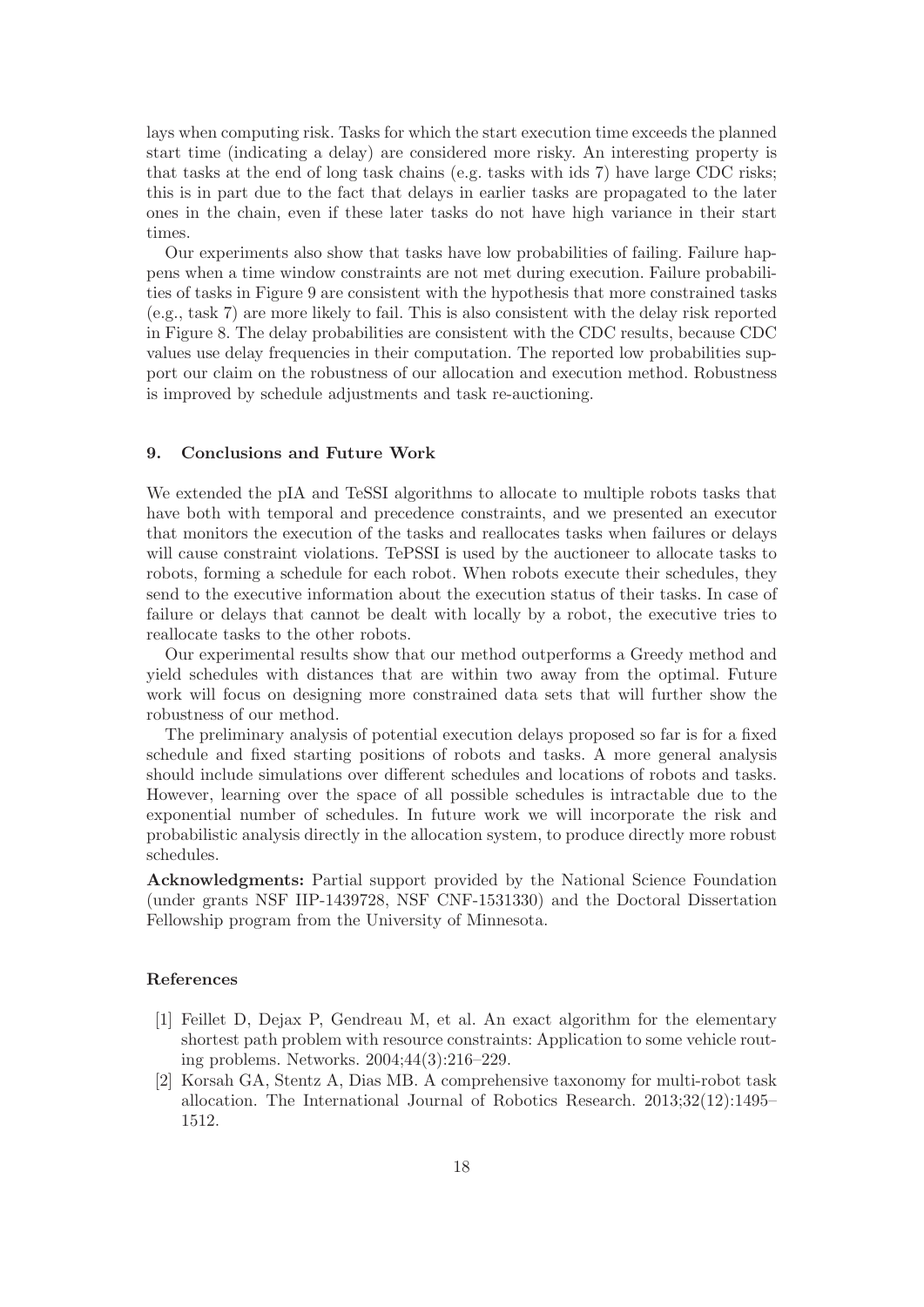lays when computing risk. Tasks for which the start execution time exceeds the planned start time (indicating a delay) are considered more risky. An interesting property is that tasks at the end of long task chains (e.g. tasks with ids 7) have large CDC risks; this is in part due to the fact that delays in earlier tasks are propagated to the later ones in the chain, even if these later tasks do not have high variance in their start times.

Our experiments also show that tasks have low probabilities of failing. Failure happens when a time window constraints are not met during execution. Failure probabilities of tasks in Figure 9 are consistent with the hypothesis that more constrained tasks (e.g., task 7) are more likely to fail. This is also consistent with the delay risk reported in Figure 8. The delay probabilities are consistent with the CDC results, because CDC values use delay frequencies in their computation. The reported low probabilities support our claim on the robustness of our allocation and execution method. Robustness is improved by schedule adjustments and task re-auctioning.

## 9. Conclusions and Future Work

We extended the pIA and TeSSI algorithms to allocate to multiple robots tasks that have both with temporal and precedence constraints, and we presented an executor that monitors the execution of the tasks and reallocates tasks when failures or delays will cause constraint violations. TePSSI is used by the auctioneer to allocate tasks to robots, forming a schedule for each robot. When robots execute their schedules, they send to the executive information about the execution status of their tasks. In case of failure or delays that cannot be dealt with locally by a robot, the executive tries to reallocate tasks to the other robots.

Our experimental results show that our method outperforms a Greedy method and yield schedules with distances that are within two away from the optimal. Future work will focus on designing more constrained data sets that will further show the robustness of our method.

The preliminary analysis of potential execution delays proposed so far is for a fixed schedule and fixed starting positions of robots and tasks. A more general analysis should include simulations over different schedules and locations of robots and tasks. However, learning over the space of all possible schedules is intractable due to the exponential number of schedules. In future work we will incorporate the risk and probabilistic analysis directly in the allocation system, to produce directly more robust schedules.

**Acknowledgments:** Partial support provided by the National Science Foundation (under grants NSF IIP-1439728, NSF CNF-1531330) and the Doctoral Dissertation Fellowship program from the University of Minnesota.

### References

[1] Feillet D, Dejax P, Gendreau M, et al. An exact algorithm for the elementary shortest path problem with resource constraints: Application to some vehicle routing problems. Networks. 2004;44(3):216–229.

[2] Korsah GA, Stentz A, Dias MB. A comprehensive taxonomy for multi-robot task allocation. The International Journal of Robotics Research. 2013;32(12):1495–1512.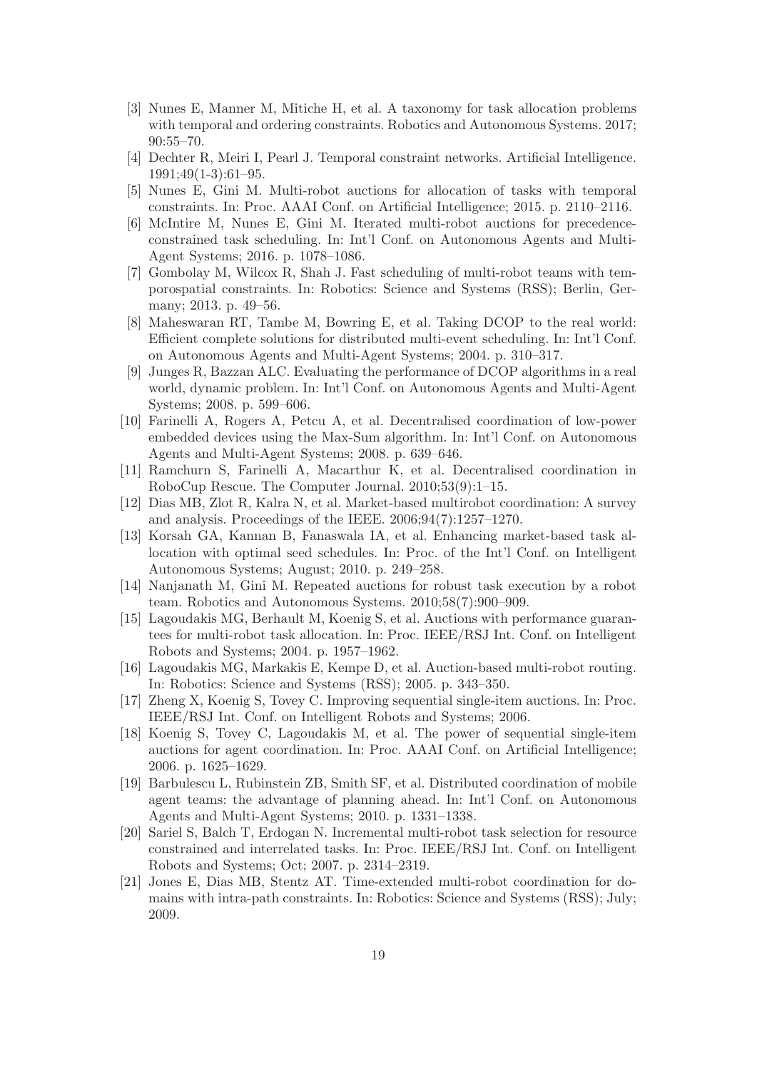[3] Nunes E, Manner M, Mitiche H, et al. A taxonomy for task allocation problems with temporal and ordering constraints. Robotics and Autonomous Systems. 2017; 90:55–70.

[4] Dechter R, Meiri I, Pearl J. Temporal constraint networks. Artificial Intelligence. 1991;49(1-3):61–95.

[5] Nunes E, Gini M. Multi-robot auctions for allocation of tasks with temporal constraints. In: Proc. AAAI Conf. on Artificial Intelligence; 2015. p. 2110–2116.

[6] McIntire M, Nunes E, Gini M. Iterated multi-robot auctions for precedence-constrained task scheduling. In: Int'l Conf. on Autonomous Agents and Multi-Agent Systems; 2016. p. 1078–1086.

[7] Gombolay M, Wilcox R, Shah J. Fast scheduling of multi-robot teams with temporospatial constraints. In: Robotics: Science and Systems (RSS); Berlin, Germany; 2013. p. 49–56.

[8] Maheswaran RT, Tambe M, Bowring E, et al. Taking DCOP to the real world: Efficient complete solutions for distributed multi-event scheduling. In: Int'l Conf. on Autonomous Agents and Multi-Agent Systems; 2004. p. 310–317.

[9] Junges R, Bazzan ALC. Evaluating the performance of DCOP algorithms in a real world, dynamic problem. In: Int'l Conf. on Autonomous Agents and Multi-Agent Systems; 2008. p. 599–606.

[10] Farinelli A, Rogers A, Petcu A, et al. Decentralised coordination of low-power embedded devices using the Max-Sum algorithm. In: Int'l Conf. on Autonomous Agents and Multi-Agent Systems; 2008. p. 639–646.

[11] Ramchurn S, Farinelli A, Macarthur K, et al. Decentralised coordination in RoboCup Rescue. The Computer Journal. 2010;53(9):1–15.

[12] Dias MB, Zlot R, Kalra N, et al. Market-based multirobot coordination: A survey and analysis. Proceedings of the IEEE. 2006;94(7):1257–1270.

[13] Korsah GA, Kannan B, Fanaswala IA, et al. Enhancing market-based task allocation with optimal seed schedules. In: Proc. of the Int'l Conf. on Intelligent Autonomous Systems; August; 2010. p. 249–258.

[14] Nanjanath M, Gini M. Repeated auctions for robust task execution by a robot team. Robotics and Autonomous Systems. 2010;58(7):900–909.

[15] Lagoudakis MG, Berhault M, Koenig S, et al. Auctions with performance guarantees for multi-robot task allocation. In: Proc. IEEE/RSJ Int. Conf. on Intelligent Robots and Systems; 2004. p. 1957–1962.

[16] Lagoudakis MG, Markakis E, Kempe D, et al. Auction-based multi-robot routing. In: Robotics: Science and Systems (RSS); 2005. p. 343–350.

[17] Zheng X, Koenig S, Tovey C. Improving sequential single-item auctions. In: Proc. IEEE/RSJ Int. Conf. on Intelligent Robots and Systems; 2006.

[18] Koenig S, Tovey C, Lagoudakis M, et al. The power of sequential single-item auctions for agent coordination. In: Proc. AAAI Conf. on Artificial Intelligence; 2006. p. 1625–1629.

[19] Barbulescu L, Rubinstein ZB, Smith SF, et al. Distributed coordination of mobile agent teams: the advantage of planning ahead. In: Int'l Conf. on Autonomous Agents and Multi-Agent Systems; 2010. p. 1331–1338.

[20] Sariel S, Balch T, Erdogan N. Incremental multi-robot task selection for resource constrained and interrelated tasks. In: Proc. IEEE/RSJ Int. Conf. on Intelligent Robots and Systems; Oct; 2007. p. 2314–2319.

[21] Jones E, Dias MB, Stentz AT. Time-extended multi-robot coordination for domains with intra-path constraints. In: Robotics: Science and Systems (RSS); July; 2009.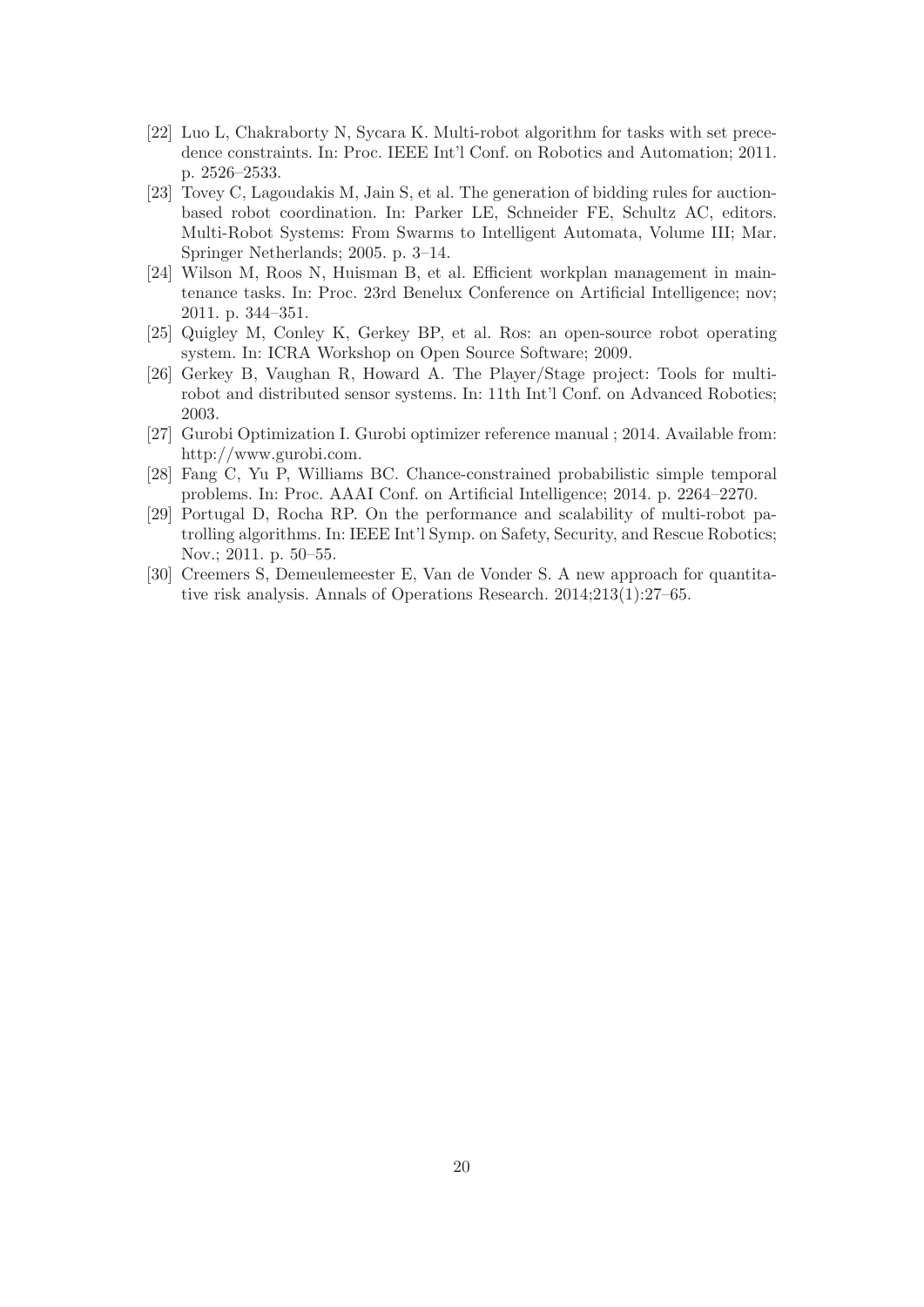[22] Luo L, Chakraborty N, Sycara K. Multi-robot algorithm for tasks with set precedence constraints. In: Proc. IEEE Int'l Conf. on Robotics and Automation; 2011. p. 2526–2533.

[23] Tovey C, Lagoudakis M, Jain S, et al. The generation of bidding rules for auction-based robot coordination. In: Parker LE, Schneider FE, Schultz AC, editors. Multi-Robot Systems: From Swarms to Intelligent Automata, Volume III; Mar. Springer Netherlands; 2005. p. 3–14.

[24] Wilson M, Roos N, Huisman B, et al. Efficient workplan management in maintenance tasks. In: Proc. 23rd Benelux Conference on Artificial Intelligence; nov; 2011. p. 344–351.

[25] Quigley M, Conley K, Gerkey BP, et al. Ros: an open-source robot operating system. In: ICRA Workshop on Open Source Software; 2009.

[26] Gerkey B, Vaughan R, Howard A. The Player/Stage project: Tools for multi-robot and distributed sensor systems. In: 11th Int'l Conf. on Advanced Robotics; 2003.

[27] Gurobi Optimization I. Gurobi optimizer reference manual ; 2014. Available from: http://www.gurobi.com.

[28] Fang C, Yu P, Williams BC. Chance-constrained probabilistic simple temporal problems. In: Proc. AAAI Conf. on Artificial Intelligence; 2014. p. 2264–2270.

[29] Portugal D, Rocha RP. On the performance and scalability of multi-robot patrolling algorithms. In: IEEE Int'l Symp. on Safety, Security, and Rescue Robotics; Nov.; 2011. p. 50–55.

[30] Creemers S, Demeulemeester E, Van de Vonder S. A new approach for quantitative risk analysis. Annals of Operations Research. 2014;213(1):27–65.